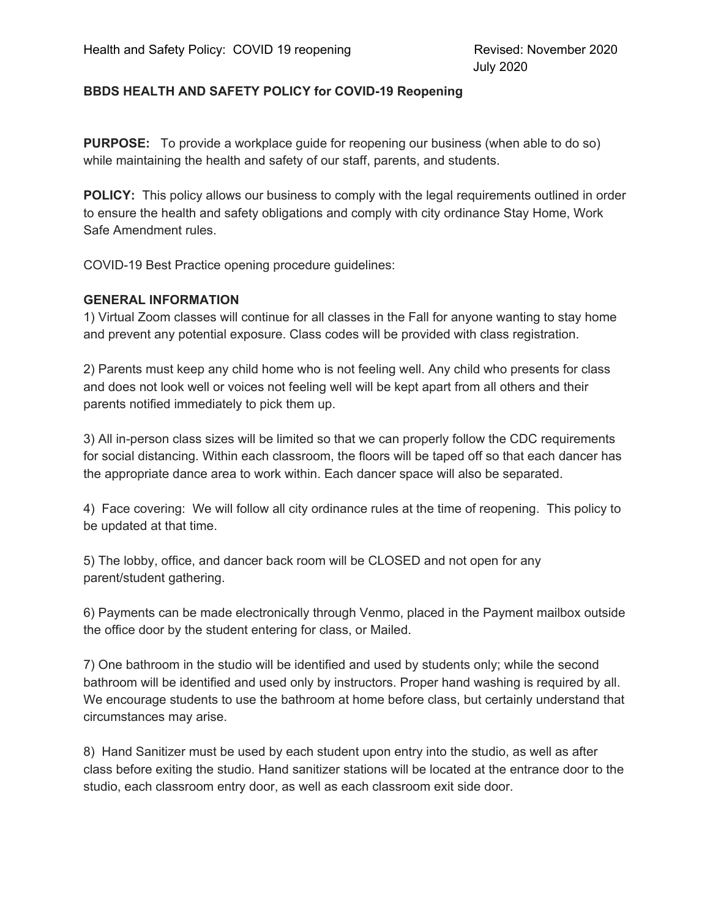Health and Safety Policy: COVID 19 reopening

Revised: November 2020
July 2020

**BBDS HEALTH AND SAFETY POLICY for COVID-19 Reopening**

**PURPOSE:** To provide a workplace guide for reopening our business (when able to do so) while maintaining the health and safety of our staff, parents, and students.

**POLICY:** This policy allows our business to comply with the legal requirements outlined in order to ensure the health and safety obligations and comply with city ordinance Stay Home, Work Safe Amendment rules.

COVID-19 Best Practice opening procedure guidelines:

**GENERAL INFORMATION**

1) Virtual Zoom classes will continue for all classes in the Fall for anyone wanting to stay home and prevent any potential exposure. Class codes will be provided with class registration.

2) Parents must keep any child home who is not feeling well. Any child who presents for class and does not look well or voices not feeling well will be kept apart from all others and their parents notified immediately to pick them up.

3) All in-person class sizes will be limited so that we can properly follow the CDC requirements for social distancing. Within each classroom, the floors will be taped off so that each dancer has the appropriate dance area to work within. Each dancer space will also be separated.

4) Face covering: We will follow all city ordinance rules at the time of reopening. This policy to be updated at that time.

5) The lobby, office, and dancer back room will be CLOSED and not open for any parent/student gathering.

6) Payments can be made electronically through Venmo, placed in the Payment mailbox outside the office door by the student entering for class, or Mailed.

7) One bathroom in the studio will be identified and used by students only; while the second bathroom will be identified and used only by instructors. Proper hand washing is required by all. We encourage students to use the bathroom at home before class, but certainly understand that circumstances may arise.

8) Hand Sanitizer must be used by each student upon entry into the studio, as well as after class before exiting the studio. Hand sanitizer stations will be located at the entrance door to the studio, each classroom entry door, as well as each classroom exit side door.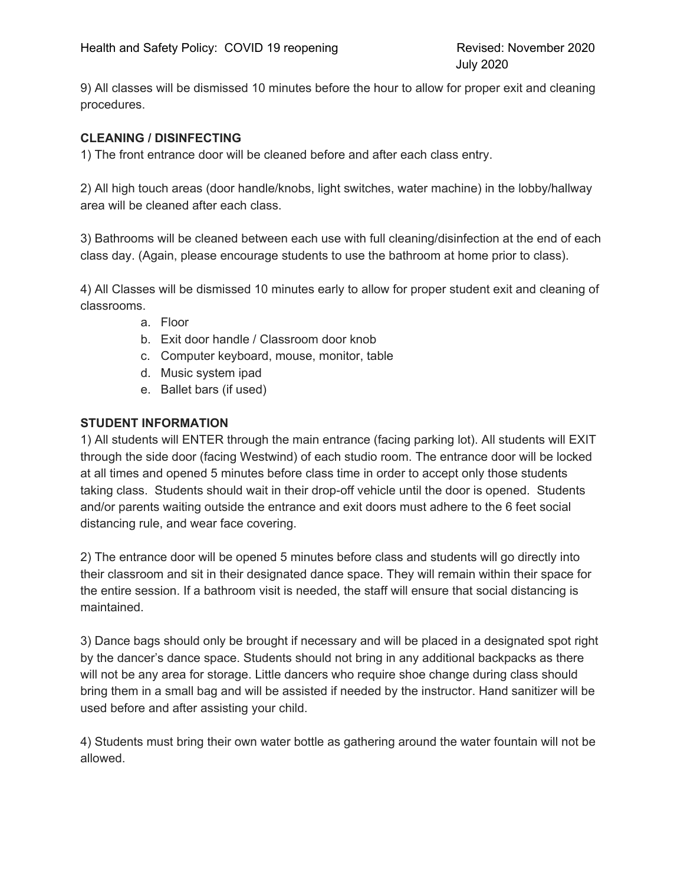9) All classes will be dismissed 10 minutes before the hour to allow for proper exit and cleaning procedures.

**CLEANING / DISINFECTING**

1) The front entrance door will be cleaned before and after each class entry.

2) All high touch areas (door handle/knobs, light switches, water machine) in the lobby/hallway area will be cleaned after each class.

3) Bathrooms will be cleaned between each use with full cleaning/disinfection at the end of each class day. (Again, please encourage students to use the bathroom at home prior to class).

4) All Classes will be dismissed 10 minutes early to allow for proper student exit and cleaning of classrooms.

   a. Floor
   b. Exit door handle / Classroom door knob
   c. Computer keyboard, mouse, monitor, table
   d. Music system ipad
   e. Ballet bars (if used)

**STUDENT INFORMATION**

1) All students will ENTER through the main entrance (facing parking lot). All students will EXIT through the side door (facing Westwind) of each studio room. The entrance door will be locked at all times and opened 5 minutes before class time in order to accept only those students taking class. Students should wait in their drop-off vehicle until the door is opened. Students and/or parents waiting outside the entrance and exit doors must adhere to the 6 feet social distancing rule, and wear face covering.

2) The entrance door will be opened 5 minutes before class and students will go directly into their classroom and sit in their designated dance space. They will remain within their space for the entire session. If a bathroom visit is needed, the staff will ensure that social distancing is maintained.

3) Dance bags should only be brought if necessary and will be placed in a designated spot right by the dancer's dance space. Students should not bring in any additional backpacks as there will not be any area for storage. Little dancers who require shoe change during class should bring them in a small bag and will be assisted if needed by the instructor. Hand sanitizer will be used before and after assisting your child.

4) Students must bring their own water bottle as gathering around the water fountain will not be allowed.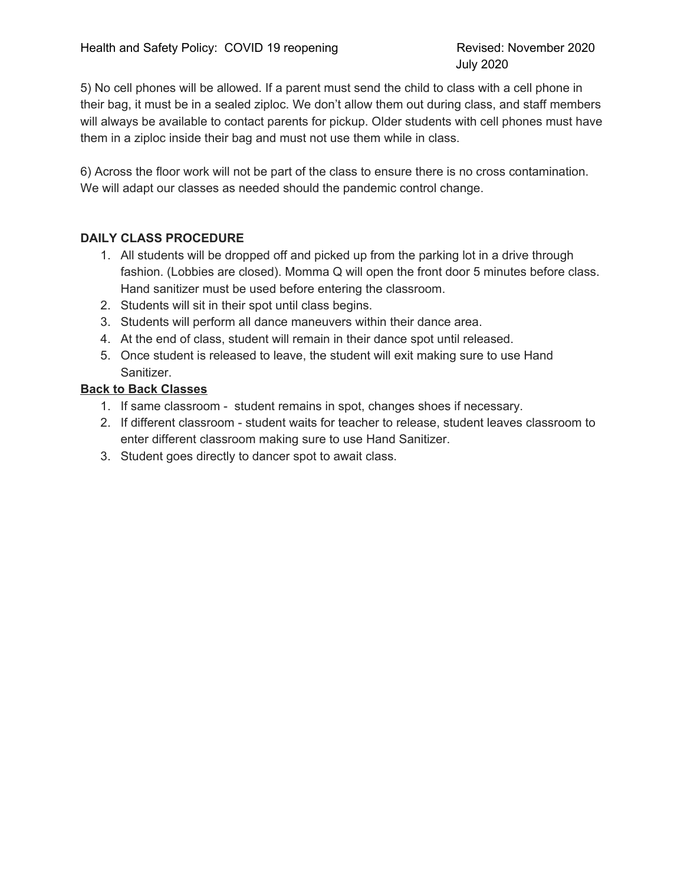5) No cell phones will be allowed. If a parent must send the child to class with a cell phone in their bag, it must be in a sealed ziploc. We don't allow them out during class, and staff members will always be available to contact parents for pickup. Older students with cell phones must have them in a ziploc inside their bag and must not use them while in class.

6) Across the floor work will not be part of the class to ensure there is no cross contamination. We will adapt our classes as needed should the pandemic control change.

**DAILY CLASS PROCEDURE**

1. All students will be dropped off and picked up from the parking lot in a drive through fashion. (Lobbies are closed). Momma Q will open the front door 5 minutes before class. Hand sanitizer must be used before entering the classroom.
2. Students will sit in their spot until class begins.
3. Students will perform all dance maneuvers within their dance area.
4. At the end of class, student will remain in their dance spot until released.
5. Once student is released to leave, the student will exit making sure to use Hand Sanitizer.

**Back to Back Classes**

1. If same classroom - student remains in spot, changes shoes if necessary.
2. If different classroom - student waits for teacher to release, student leaves classroom to enter different classroom making sure to use Hand Sanitizer.
3. Student goes directly to dancer spot to await class.